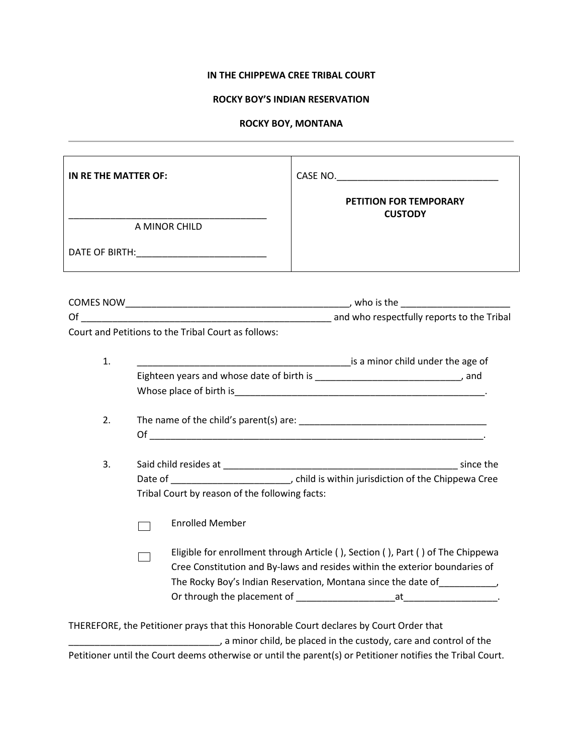**IN THE CHIPPEWA CREE TRIBAL COURT**

**ROCKY BOY'S INDIAN RESERVATION**

**ROCKY BOY, MONTANA**

---

| **IN RE THE MATTER OF:** <br><br> ______________________________________ <br> A MINOR CHILD <br><br> DATE OF BIRTH:_________________________ | CASE NO._______________________________ <br><br> **PETITION FOR TEMPORARY CUSTODY** |
|---|---|

COMES NOW____________________________________________, who is the _____________________ Of __________________________________________________ and who respectfully reports to the Tribal Court and Petitions to the Tribal Court as follows:

1. __________________________________________is a minor child under the age of Eighteen years and whose date of birth is ____________________________, and Whose place of birth is__________________________________________________.

2. The name of the child's parent(s) are: _____________________________________ Of _________________________________________________________________.

3. Said child resides at _______________________________________________ since the Date of ______________________, child is within jurisdiction of the Chippewa Cree Tribal Court by reason of the following facts:

   ☐ Enrolled Member

   ☐ Eligible for enrollment through Article ( ), Section ( ), Part ( ) of The Chippewa Cree Constitution and By-laws and resides within the exterior boundaries of The Rocky Boy's Indian Reservation, Montana since the date of___________, Or through the placement of ___________________at_________________.

THEREFORE, the Petitioner prays that this Honorable Court declares by Court Order that _____________________________, a minor child, be placed in the custody, care and control of the Petitioner until the Court deems otherwise or until the parent(s) or Petitioner notifies the Tribal Court.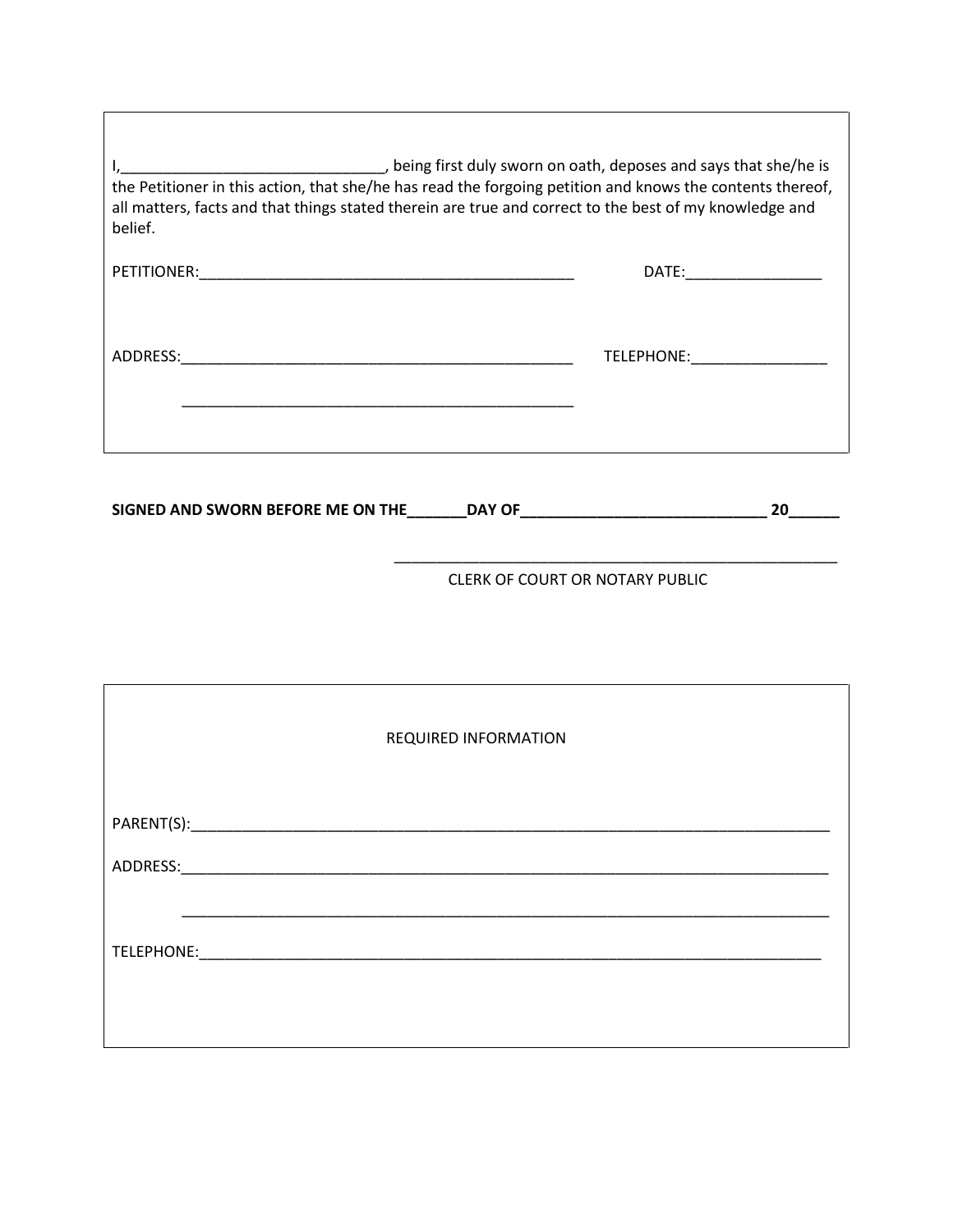I,_______________________________, being first duly sworn on oath, deposes and says that she/he is the Petitioner in this action, that she/he has read the forgoing petition and knows the contents thereof, all matters, facts and that things stated therein are true and correct to the best of my knowledge and belief.

PETITIONER:_____________________________________________ DATE:________________

ADDRESS:_______________________________________________ TELEPHONE:________________

_______________________________________________

**SIGNED AND SWORN BEFORE ME ON THE_______DAY OF_____________________________ 20______**

_____________________________________________________

CLERK OF COURT OR NOTARY PUBLIC

REQUIRED INFORMATION

PARENT(S):______________________________________________________________________________

ADDRESS:_______________________________________________________________________________

_______________________________________________________________________________

TELEPHONE:_____________________________________________________________________________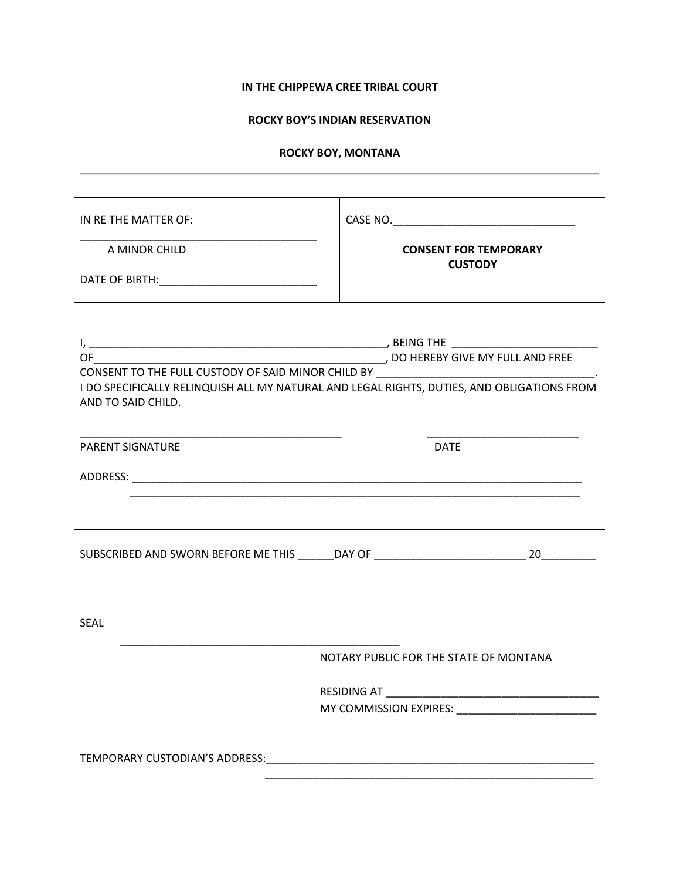**IN THE CHIPPEWA CREE TRIBAL COURT**

**ROCKY BOY'S INDIAN RESERVATION**

**ROCKY BOY, MONTANA**

---

| | |
|---|---|
| IN RE THE MATTER OF:<br><br>_________________________________________<br>A MINOR CHILD<br><br>DATE OF BIRTH:___________________________ | CASE NO.________________________________<br><br>**CONSENT FOR TEMPORARY CUSTODY** |

I, _____________________________________________________, BEING THE _________________________ OF____________________________________________________, DO HEREBY GIVE MY FULL AND FREE CONSENT TO THE FULL CUSTODY OF SAID MINOR CHILD BY _____________________________________. I DO SPECIFICALLY RELINQUISH ALL MY NATURAL AND LEGAL RIGHTS, DUTIES, AND OBLIGATIONS FROM AND TO SAID CHILD.

______________________________________________ __________________________

PARENT SIGNATURE DATE

ADDRESS: ________________________________________________________________________________

________________________________________________________________________________

SUBSCRIBED AND SWORN BEFORE ME THIS ______DAY OF __________________________ 20_________

SEAL

_________________________________________________

NOTARY PUBLIC FOR THE STATE OF MONTANA

RESIDING AT ____________________________________

MY COMMISSION EXPIRES: ________________________

TEMPORARY CUSTODIAN'S ADDRESS:_________________________________________________________

_________________________________________________________